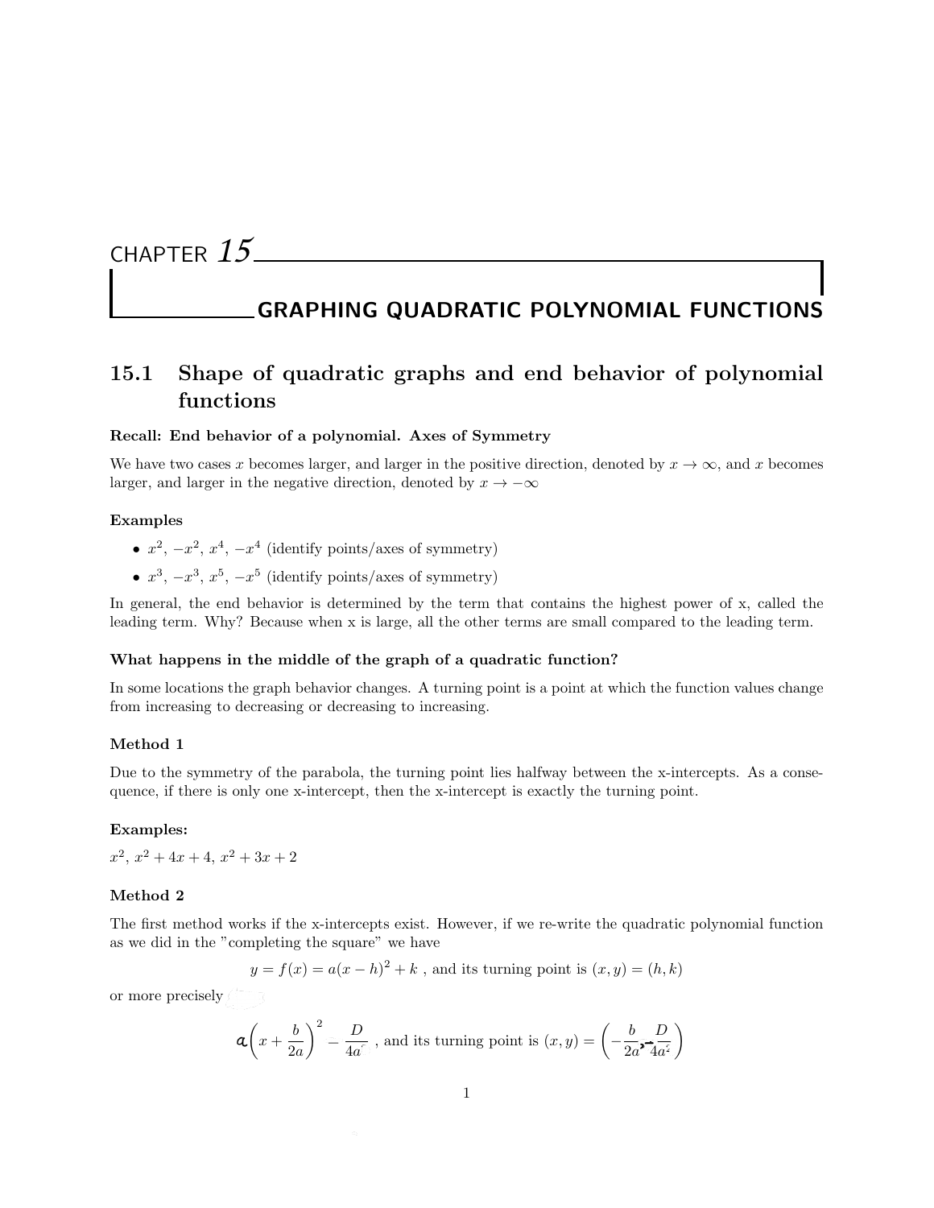# CHAPTER 15

# GRAPHING QUADRATIC POLYNOMIAL FUNCTIONS

## 15.1 Shape of quadratic graphs and end behavior of polynomial functions

**Recall: End behavior of a polynomial. Axes of Symmetry**

We have two cases $x$ becomes larger, and larger in the positive direction, denoted by $x \to \infty$, and $x$ becomes larger, and larger in the negative direction, denoted by $x \to -\infty$

**Examples**

- $x^2$, $-x^2$, $x^4$, $-x^4$ (identify points/axes of symmetry)
- $x^3$, $-x^3$, $x^5$, $-x^5$ (identify points/axes of symmetry)

In general, the end behavior is determined by the term that contains the highest power of x, called the leading term. Why? Because when x is large, all the other terms are small compared to the leading term.

**What happens in the middle of the graph of a quadratic function?**

In some locations the graph behavior changes. A turning point is a point at which the function values change from increasing to decreasing or decreasing to increasing.

**Method 1**

Due to the symmetry of the parabola, the turning point lies halfway between the x-intercepts. As a consequence, if there is only one x-intercept, then the x-intercept is exactly the turning point.

**Examples:**

$x^2$, $x^2 + 4x + 4$, $x^2 + 3x + 2$

**Method 2**

The first method works if the x-intercepts exist. However, if we re-write the quadratic polynomial function as we did in the "completing the square" we have

$$y = f(x) = a(x - h)^2 + k \text{ , and its turning point is } (x, y) = (h, k)$$

or more precisely

$$a\left(x + \frac{b}{2a}\right)^2 - \frac{D}{4a} \text{ , and its turning point is } (x, y) = \left(-\frac{b}{2a}, -\frac{D}{4a}\right)$$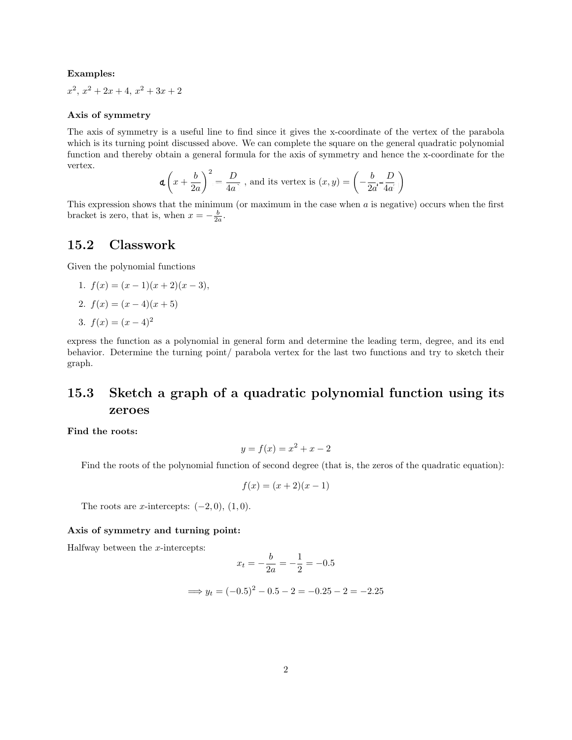**Examples:**

$x^2$, $x^2 + 2x + 4$, $x^2 + 3x + 2$

**Axis of symmetry**

The axis of symmetry is a useful line to find since it gives the x-coordinate of the vertex of the parabola which is its turning point discussed above. We can complete the square on the general quadratic polynomial function and thereby obtain a general formula for the axis of symmetry and hence the x-coordinate for the vertex.

$$a\left(x + \frac{b}{2a}\right)^2 = \frac{D}{4a}\text{ , and its vertex is } (x, y) = \left(-\frac{b}{2a}, -\frac{D}{4a}\right)$$

This expression shows that the minimum (or maximum in the case when $a$ is negative) occurs when the first bracket is zero, that is, when $x = -\frac{b}{2a}$.

## 15.2 Classwork

Given the polynomial functions

1. $f(x) = (x - 1)(x + 2)(x - 3)$,
2. $f(x) = (x - 4)(x + 5)$
3. $f(x) = (x - 4)^2$

express the function as a polynomial in general form and determine the leading term, degree, and its end behavior. Determine the turning point/ parabola vertex for the last two functions and try to sketch their graph.

## 15.3 Sketch a graph of a quadratic polynomial function using its zeroes

**Find the roots:**

$$y = f(x) = x^2 + x - 2$$

Find the roots of the polynomial function of second degree (that is, the zeros of the quadratic equation):

$$f(x) = (x + 2)(x - 1)$$

The roots are $x$-intercepts: $(-2, 0)$, $(1, 0)$.

**Axis of symmetry and turning point:**

Halfway between the $x$-intercepts:

$$x_t = -\frac{b}{2a} = -\frac{1}{2} = -0.5$$

$$\Longrightarrow y_t = (-0.5)^2 - 0.5 - 2 = -0.25 - 2 = -2.25$$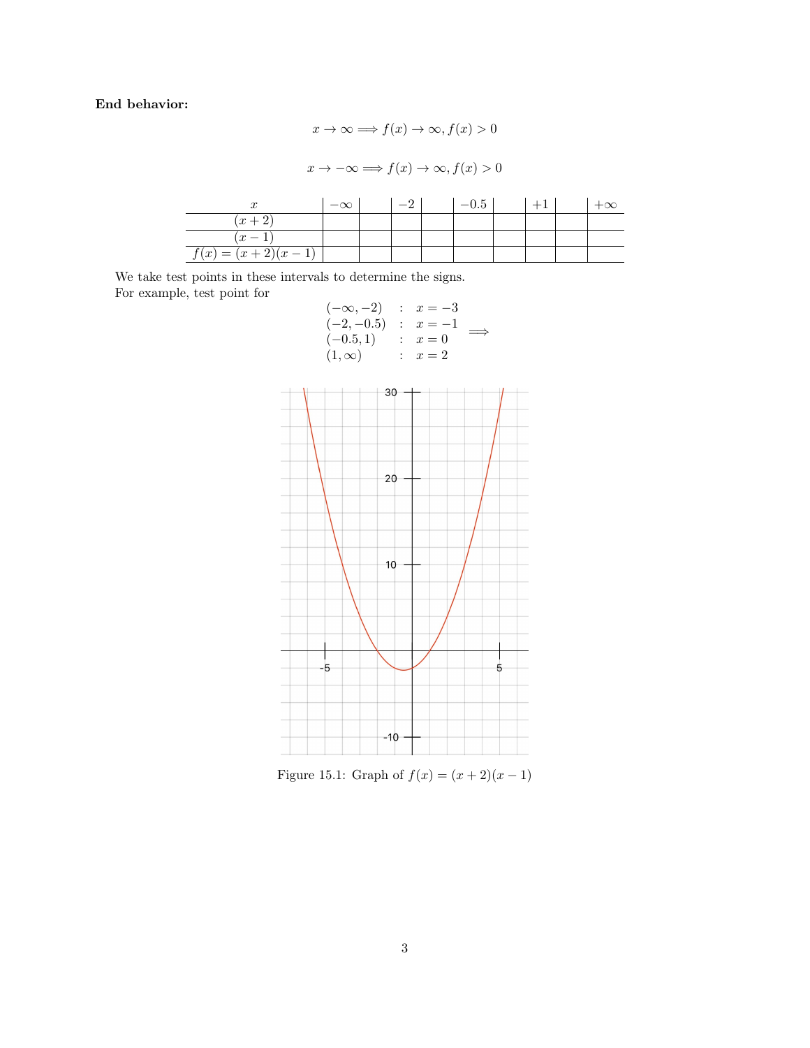**End behavior:**

$$x \to \infty \implies f(x) \to \infty, f(x) > 0$$

$$x \to -\infty \implies f(x) \to \infty, f(x) > 0$$

| $x$ | $-\infty$ | | $-2$ | | $-0.5$ | | $+1$ | | $+\infty$ |
|---|---|---|---|---|---|---|---|---|---|
| $(x+2)$ | | | | | | | | | |
| $(x-1)$ | | | | | | | | | |
| $f(x) = (x+2)(x-1)$ | | | | | | | | | |

We take test points in these intervals to determine the signs.
For example, test point for

$$\begin{array}{lcl} (-\infty, -2) & : & x = -3 \\ (-2, -0.5) & : & x = -1 \\ (-0.5, 1) & : & x = 0 \\ (1, \infty) & : & x = 2 \end{array} \implies$$

Figure 15.1: Graph of $f(x) = (x+2)(x-1)$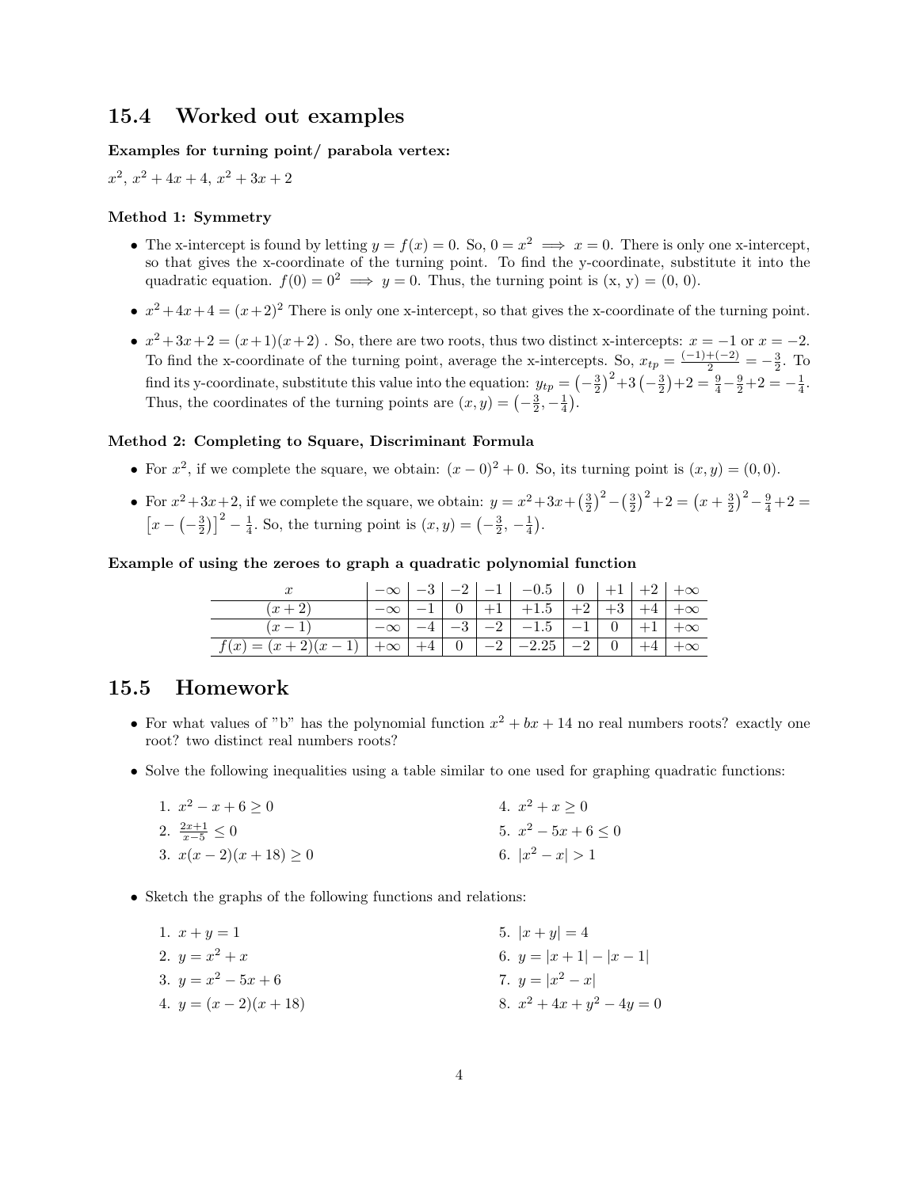## 15.4 Worked out examples

**Examples for turning point/ parabola vertex:**

$x^2$, $x^2 + 4x + 4$, $x^2 + 3x + 2$

### Method 1: Symmetry

- The x-intercept is found by letting $y = f(x) = 0$. So, $0 = x^2 \implies x = 0$. There is only one x-intercept, so that gives the x-coordinate of the turning point. To find the y-coordinate, substitute it into the quadratic equation. $f(0) = 0^2 \implies y = 0$. Thus, the turning point is (x, y) = (0, 0).
- $x^2+4x+4 = (x+2)^2$ There is only one x-intercept, so that gives the x-coordinate of the turning point.
- $x^2+3x+2 = (x+1)(x+2)$ . So, there are two roots, thus two distinct x-intercepts: $x = -1$ or $x = -2$. To find the x-coordinate of the turning point, average the x-intercepts. So, $x_{tp} = \frac{(-1)+(-2)}{2} = -\frac{3}{2}$. To find its y-coordinate, substitute this value into the equation: $y_{tp} = \left(-\frac{3}{2}\right)^2 + 3\left(-\frac{3}{2}\right) + 2 = \frac{9}{4} - \frac{9}{2} + 2 = -\frac{1}{4}$. Thus, the coordinates of the turning points are $(x, y) = \left(-\frac{3}{2}, -\frac{1}{4}\right)$.

### Method 2: Completing to Square, Discriminant Formula

- For $x^2$, if we complete the square, we obtain: $(x-0)^2 + 0$. So, its turning point is $(x, y) = (0, 0)$.
- For $x^2+3x+2$, if we complete the square, we obtain: $y = x^2+3x+\left(\frac{3}{2}\right)^2 - \left(\frac{3}{2}\right)^2 + 2 = \left(x + \frac{3}{2}\right)^2 - \frac{9}{4} + 2 = \left[x - \left(-\frac{3}{2}\right)\right]^2 - \frac{1}{4}$. So, the turning point is $(x, y) = \left(-\frac{3}{2}, -\frac{1}{4}\right)$.

**Example of using the zeroes to graph a quadratic polynomial function**

| $x$ | $-\infty$ | $-3$ | $-2$ | $-1$ | $-0.5$ | $0$ | $+1$ | $+2$ | $+\infty$ |
|---|---|---|---|---|---|---|---|---|---|
| $(x+2)$ | $-\infty$ | $-1$ | $0$ | $+1$ | $+1.5$ | $+2$ | $+3$ | $+4$ | $+\infty$ |
| $(x-1)$ | $-\infty$ | $-4$ | $-3$ | $-2$ | $-1.5$ | $-1$ | $0$ | $+1$ | $+\infty$ |
| $f(x) = (x+2)(x-1)$ | $+\infty$ | $+4$ | $0$ | $-2$ | $-2.25$ | $-2$ | $0$ | $+4$ | $+\infty$ |

## 15.5 Homework

- For what values of "b" has the polynomial function $x^2 + bx + 14$ no real numbers roots? exactly one root? two distinct real numbers roots?
- Solve the following inequalities using a table similar to one used for graphing quadratic functions:

  1. $x^2 - x + 6 \geq 0$
  2. $\frac{2x+1}{x-5} \leq 0$
  3. $x(x-2)(x+18) \geq 0$
  4. $x^2 + x \geq 0$
  5. $x^2 - 5x + 6 \leq 0$
  6. $|x^2 - x| > 1$

- Sketch the graphs of the following functions and relations:

  1. $x + y = 1$
  2. $y = x^2 + x$
  3. $y = x^2 - 5x + 6$
  4. $y = (x-2)(x+18)$
  5. $|x + y| = 4$
  6. $y = |x+1| - |x-1|$
  7. $y = |x^2 - x|$
  8. $x^2 + 4x + y^2 - 4y = 0$